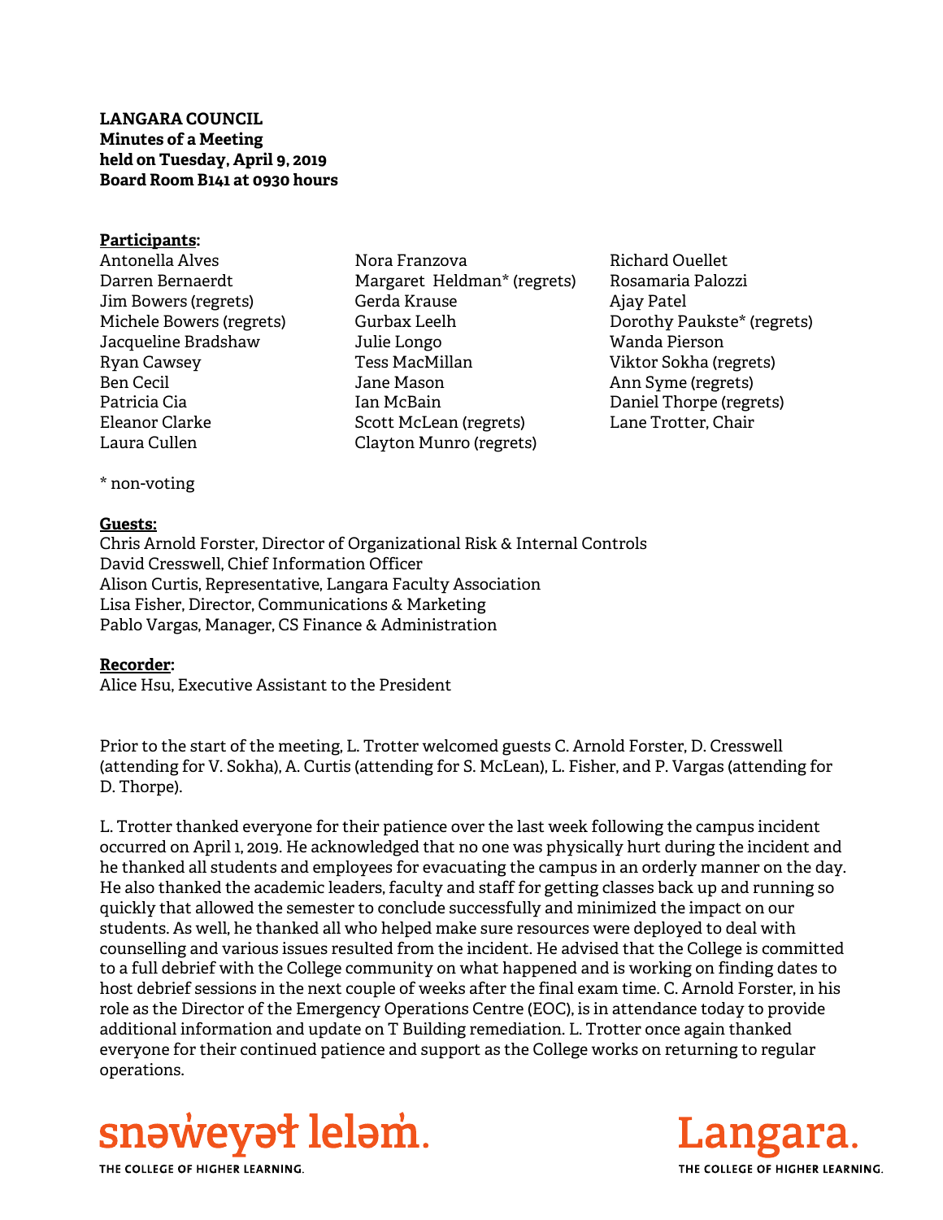**LANGARA COUNCIL**
**Minutes of a Meeting**
**held on Tuesday, April 9, 2019**
**Board Room B141 at 0930 hours**

**Participants:**

Antonella Alves
Darren Bernaerdt
Jim Bowers (regrets)
Michele Bowers (regrets)
Jacqueline Bradshaw
Ryan Cawsey
Ben Cecil
Patricia Cia
Eleanor Clarke
Laura Cullen
Nora Franzova
Margaret Heldman* (regrets)
Gerda Krause
Gurbax Leelh
Julie Longo
Tess MacMillan
Jane Mason
Ian McBain
Scott McLean (regrets)
Clayton Munro (regrets)
Richard Ouellet
Rosamaria Palozzi
Ajay Patel
Dorothy Paukste* (regrets)
Wanda Pierson
Viktor Sokha (regrets)
Ann Syme (regrets)
Daniel Thorpe (regrets)
Lane Trotter, Chair

* non-voting

**Guests:**

Chris Arnold Forster, Director of Organizational Risk & Internal Controls
David Cresswell, Chief Information Officer
Alison Curtis, Representative, Langara Faculty Association
Lisa Fisher, Director, Communications & Marketing
Pablo Vargas, Manager, CS Finance & Administration

**Recorder:**

Alice Hsu, Executive Assistant to the President

Prior to the start of the meeting, L. Trotter welcomed guests C. Arnold Forster, D. Cresswell (attending for V. Sokha), A. Curtis (attending for S. McLean), L. Fisher, and P. Vargas (attending for D. Thorpe).

L. Trotter thanked everyone for their patience over the last week following the campus incident occurred on April 1, 2019. He acknowledged that no one was physically hurt during the incident and he thanked all students and employees for evacuating the campus in an orderly manner on the day. He also thanked the academic leaders, faculty and staff for getting classes back up and running so quickly that allowed the semester to conclude successfully and minimized the impact on our students. As well, he thanked all who helped make sure resources were deployed to deal with counselling and various issues resulted from the incident. He advised that the College is committed to a full debrief with the College community on what happened and is working on finding dates to host debrief sessions in the next couple of weeks after the final exam time. C. Arnold Forster, in his role as the Director of the Emergency Operations Centre (EOC), is in attendance today to provide additional information and update on T Building remediation. L. Trotter once again thanked everyone for their continued patience and support as the College works on returning to regular operations.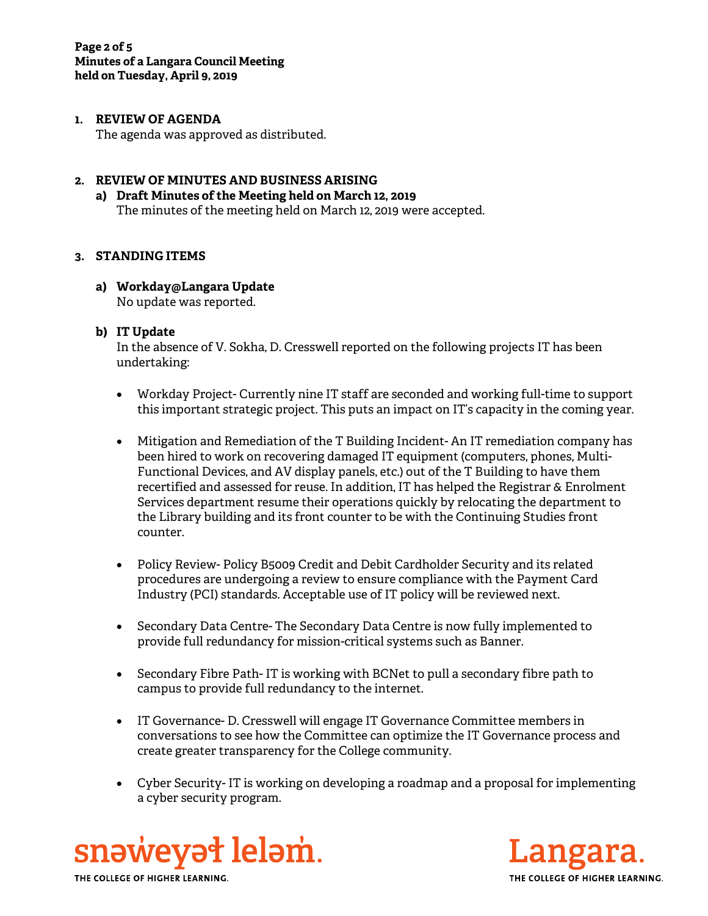## 1. REVIEW OF AGENDA

The agenda was approved as distributed.

## 2. REVIEW OF MINUTES AND BUSINESS ARISING

### a) Draft Minutes of the Meeting held on March 12, 2019

The minutes of the meeting held on March 12, 2019 were accepted.

## 3. STANDING ITEMS

### a) Workday@Langara Update

No update was reported.

### b) IT Update

In the absence of V. Sokha, D. Cresswell reported on the following projects IT has been undertaking:

- Workday Project- Currently nine IT staff are seconded and working full-time to support this important strategic project. This puts an impact on IT's capacity in the coming year.
- Mitigation and Remediation of the T Building Incident- An IT remediation company has been hired to work on recovering damaged IT equipment (computers, phones, Multi-Functional Devices, and AV display panels, etc.) out of the T Building to have them recertified and assessed for reuse. In addition, IT has helped the Registrar & Enrolment Services department resume their operations quickly by relocating the department to the Library building and its front counter to be with the Continuing Studies front counter.
- Policy Review- Policy B5009 Credit and Debit Cardholder Security and its related procedures are undergoing a review to ensure compliance with the Payment Card Industry (PCI) standards. Acceptable use of IT policy will be reviewed next.
- Secondary Data Centre- The Secondary Data Centre is now fully implemented to provide full redundancy for mission-critical systems such as Banner.
- Secondary Fibre Path- IT is working with BCNet to pull a secondary fibre path to campus to provide full redundancy to the internet.
- IT Governance- D. Cresswell will engage IT Governance Committee members in conversations to see how the Committee can optimize the IT Governance process and create greater transparency for the College community.
- Cyber Security- IT is working on developing a roadmap and a proposal for implementing a cyber security program.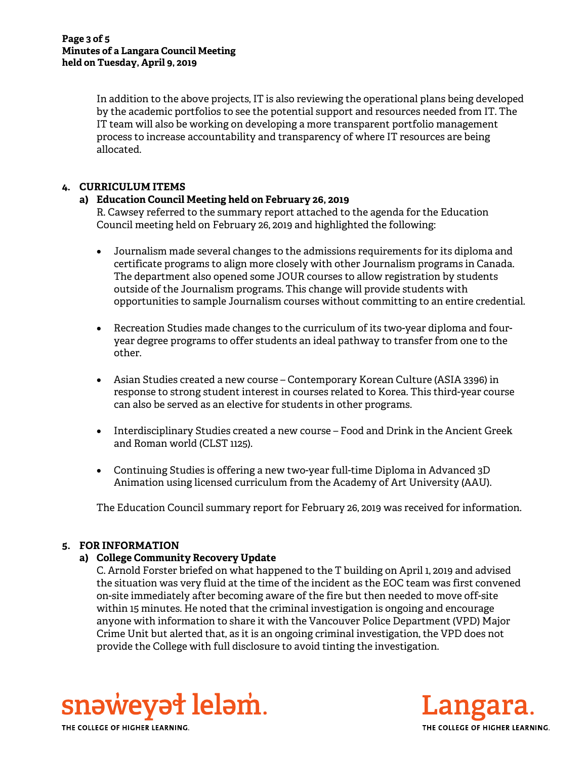In addition to the above projects, IT is also reviewing the operational plans being developed by the academic portfolios to see the potential support and resources needed from IT. The IT team will also be working on developing a more transparent portfolio management process to increase accountability and transparency of where IT resources are being allocated.

## 4. CURRICULUM ITEMS

### a) Education Council Meeting held on February 26, 2019

R. Cawsey referred to the summary report attached to the agenda for the Education Council meeting held on February 26, 2019 and highlighted the following:

- Journalism made several changes to the admissions requirements for its diploma and certificate programs to align more closely with other Journalism programs in Canada. The department also opened some JOUR courses to allow registration by students outside of the Journalism programs. This change will provide students with opportunities to sample Journalism courses without committing to an entire credential.

- Recreation Studies made changes to the curriculum of its two-year diploma and four-year degree programs to offer students an ideal pathway to transfer from one to the other.

- Asian Studies created a new course – Contemporary Korean Culture (ASIA 3396) in response to strong student interest in courses related to Korea. This third-year course can also be served as an elective for students in other programs.

- Interdisciplinary Studies created a new course – Food and Drink in the Ancient Greek and Roman world (CLST 1125).

- Continuing Studies is offering a new two-year full-time Diploma in Advanced 3D Animation using licensed curriculum from the Academy of Art University (AAU).

The Education Council summary report for February 26, 2019 was received for information.

## 5. FOR INFORMATION

### a) College Community Recovery Update

C. Arnold Forster briefed on what happened to the T building on April 1, 2019 and advised the situation was very fluid at the time of the incident as the EOC team was first convened on-site immediately after becoming aware of the fire but then needed to move off-site within 15 minutes. He noted that the criminal investigation is ongoing and encourage anyone with information to share it with the Vancouver Police Department (VPD) Major Crime Unit but alerted that, as it is an ongoing criminal investigation, the VPD does not provide the College with full disclosure to avoid tinting the investigation.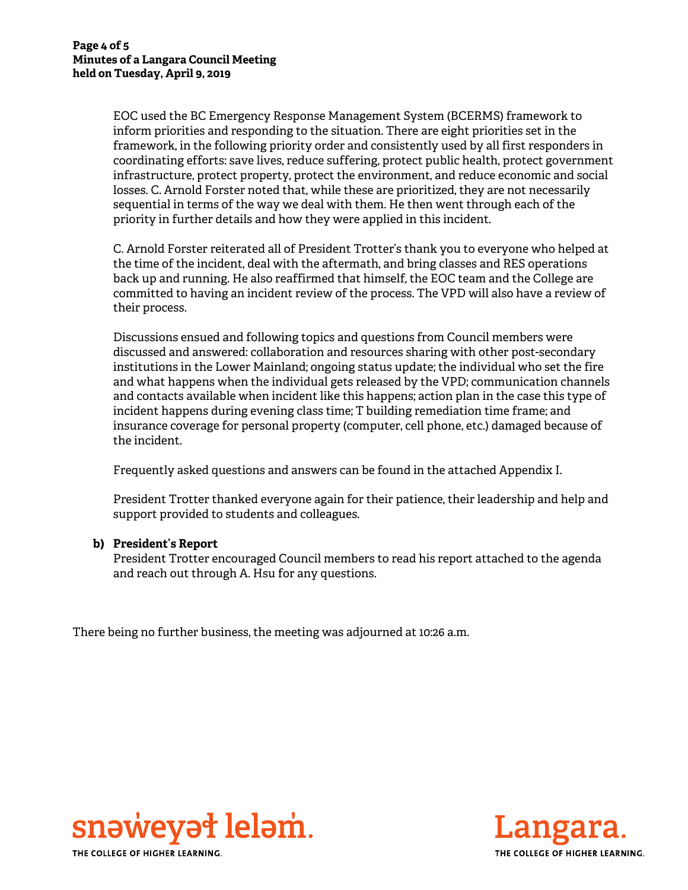EOC used the BC Emergency Response Management System (BCERMS) framework to inform priorities and responding to the situation. There are eight priorities set in the framework, in the following priority order and consistently used by all first responders in coordinating efforts: save lives, reduce suffering, protect public health, protect government infrastructure, protect property, protect the environment, and reduce economic and social losses. C. Arnold Forster noted that, while these are prioritized, they are not necessarily sequential in terms of the way we deal with them. He then went through each of the priority in further details and how they were applied in this incident.

C. Arnold Forster reiterated all of President Trotter's thank you to everyone who helped at the time of the incident, deal with the aftermath, and bring classes and RES operations back up and running. He also reaffirmed that himself, the EOC team and the College are committed to having an incident review of the process. The VPD will also have a review of their process.

Discussions ensued and following topics and questions from Council members were discussed and answered: collaboration and resources sharing with other post-secondary institutions in the Lower Mainland; ongoing status update; the individual who set the fire and what happens when the individual gets released by the VPD; communication channels and contacts available when incident like this happens; action plan in the case this type of incident happens during evening class time; T building remediation time frame; and insurance coverage for personal property (computer, cell phone, etc.) damaged because of the incident.

Frequently asked questions and answers can be found in the attached Appendix I.

President Trotter thanked everyone again for their patience, their leadership and help and support provided to students and colleagues.

**b) President's Report**

President Trotter encouraged Council members to read his report attached to the agenda and reach out through A. Hsu for any questions.

There being no further business, the meeting was adjourned at 10:26 a.m.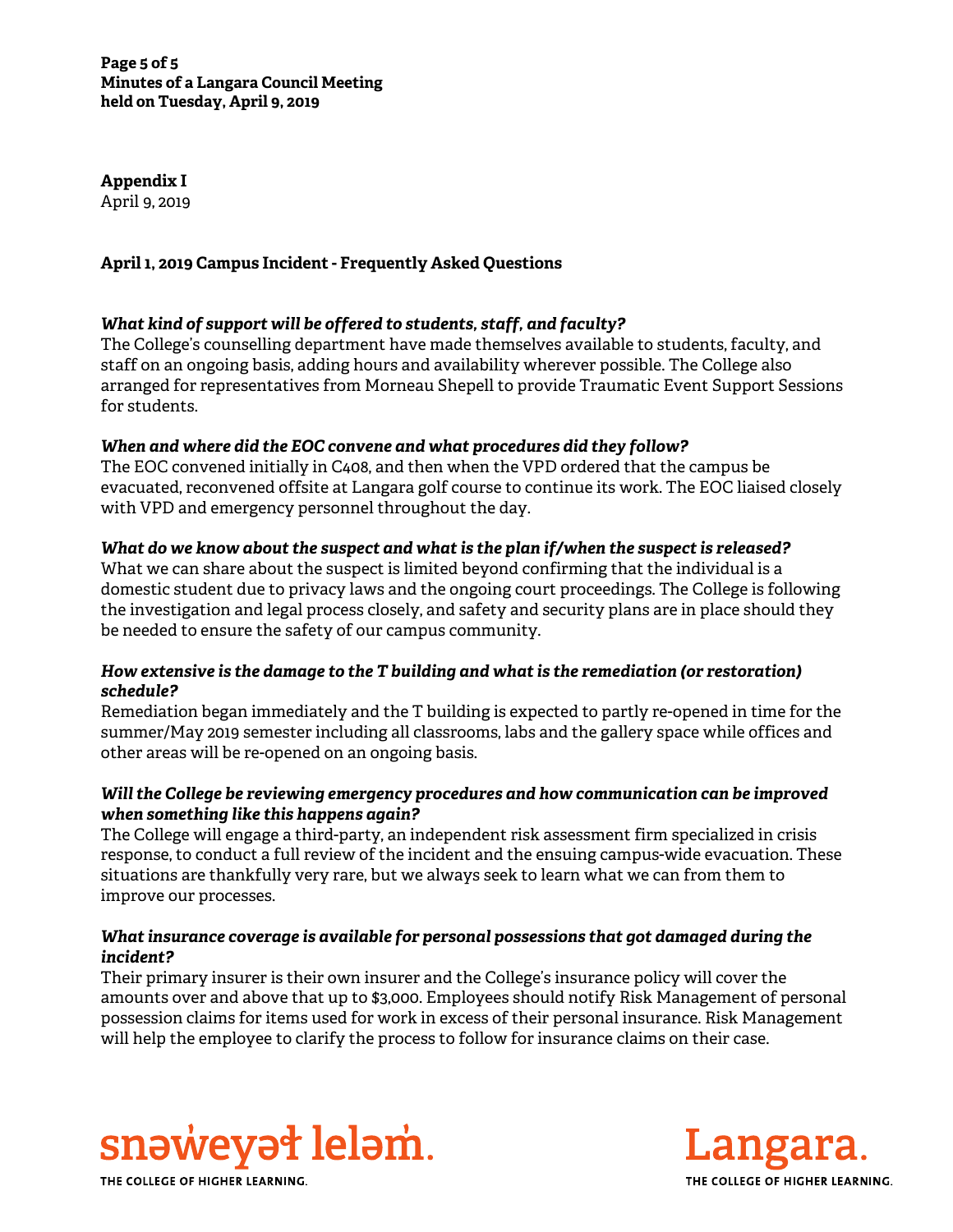**Appendix I**
April 9, 2019

**April 1, 2019 Campus Incident - Frequently Asked Questions**

***What kind of support will be offered to students, staff, and faculty?***
The College's counselling department have made themselves available to students, faculty, and staff on an ongoing basis, adding hours and availability wherever possible. The College also arranged for representatives from Morneau Shepell to provide Traumatic Event Support Sessions for students.

***When and where did the EOC convene and what procedures did they follow?***
The EOC convened initially in C408, and then when the VPD ordered that the campus be evacuated, reconvened offsite at Langara golf course to continue its work. The EOC liaised closely with VPD and emergency personnel throughout the day.

***What do we know about the suspect and what is the plan if/when the suspect is released?***
What we can share about the suspect is limited beyond confirming that the individual is a domestic student due to privacy laws and the ongoing court proceedings. The College is following the investigation and legal process closely, and safety and security plans are in place should they be needed to ensure the safety of our campus community.

***How extensive is the damage to the T building and what is the remediation (or restoration) schedule?***
Remediation began immediately and the T building is expected to partly re-opened in time for the summer/May 2019 semester including all classrooms, labs and the gallery space while offices and other areas will be re-opened on an ongoing basis.

***Will the College be reviewing emergency procedures and how communication can be improved when something like this happens again?***
The College will engage a third-party, an independent risk assessment firm specialized in crisis response, to conduct a full review of the incident and the ensuing campus-wide evacuation. These situations are thankfully very rare, but we always seek to learn what we can from them to improve our processes.

***What insurance coverage is available for personal possessions that got damaged during the incident?***
Their primary insurer is their own insurer and the College's insurance policy will cover the amounts over and above that up to $3,000. Employees should notify Risk Management of personal possession claims for items used for work in excess of their personal insurance. Risk Management will help the employee to clarify the process to follow for insurance claims on their case.

snəw̓eyəɬ leləm̓.
THE COLLEGE OF HIGHER LEARNING.

Langara.
THE COLLEGE OF HIGHER LEARNING.